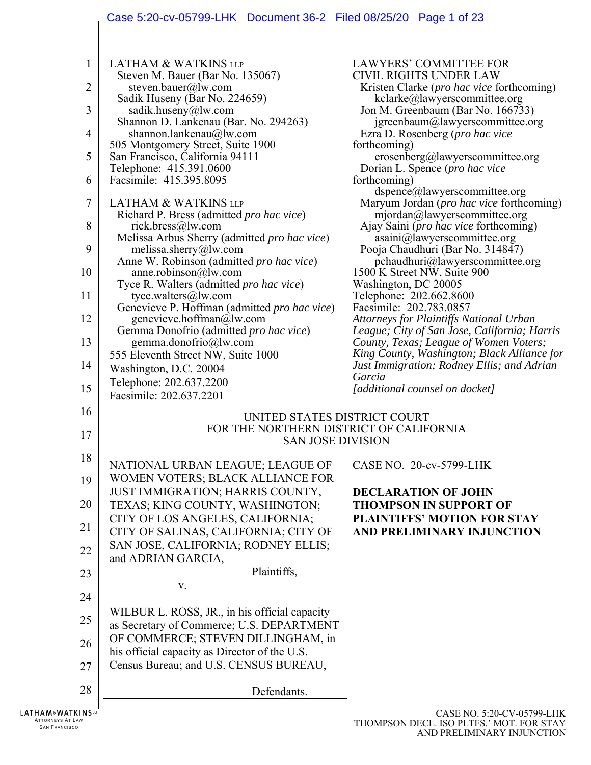LATHAM & WATKINS LLP
Steven M. Bauer (Bar No. 135067)
steven.bauer@lw.com
Sadik Huseny (Bar No. 224659)
sadik.huseny@lw.com
Shannon D. Lankenau (Bar. No. 294263)
shannon.lankenau@lw.com
505 Montgomery Street, Suite 1900
San Francisco, California 94111
Telephone: 415.391.0600
Facsimile: 415.395.8095

LATHAM & WATKINS LLP
Richard P. Bress (admitted *pro hac vice*)
rick.bress@lw.com
Melissa Arbus Sherry (admitted *pro hac vice*)
melissa.sherry@lw.com
Anne W. Robinson (admitted *pro hac vice*)
anne.robinson@lw.com
Tyce R. Walters (admitted *pro hac vice*)
tyce.walters@lw.com
Genevieve P. Hoffman (admitted *pro hac vice*)
genevieve.hoffman@lw.com
Gemma Donofrio (admitted *pro hac vice*)
gemma.donofrio@lw.com
555 Eleventh Street NW, Suite 1000
Washington, D.C. 20004
Telephone: 202.637.2200
Facsimile: 202.637.2201

LAWYERS' COMMITTEE FOR CIVIL RIGHTS UNDER LAW
Kristen Clarke (*pro hac vice* forthcoming)
kclarke@lawyerscommittee.org
Jon M. Greenbaum (Bar No. 166733)
jgreenbaum@lawyerscommittee.org
Ezra D. Rosenberg (*pro hac vice* forthcoming)
erosenberg@lawyerscommittee.org
Dorian L. Spence (*pro hac vice* forthcoming)
dspence@lawyerscommittee.org
Maryum Jordan (*pro hac vice* forthcoming)
mjordan@lawyerscommittee.org
Ajay Saini (*pro hac vice* forthcoming)
asaini@lawyerscommittee.org
Pooja Chaudhuri (Bar No. 314847)
pchaudhuri@lawyerscommittee.org
1500 K Street NW, Suite 900
Washington, DC 20005
Telephone: 202.662.8600
Facsimile: 202.783.0857
*Attorneys for Plaintiffs National Urban League; City of San Jose, California; Harris County, Texas; League of Women Voters; King County, Washington; Black Alliance for Just Immigration; Rodney Ellis; and Adrian Garcia*
*[additional counsel on docket]*

UNITED STATES DISTRICT COURT
FOR THE NORTHERN DISTRICT OF CALIFORNIA
SAN JOSE DIVISION

NATIONAL URBAN LEAGUE; LEAGUE OF WOMEN VOTERS; BLACK ALLIANCE FOR JUST IMMIGRATION; HARRIS COUNTY, TEXAS; KING COUNTY, WASHINGTON; CITY OF LOS ANGELES, CALIFORNIA; CITY OF SALINAS, CALIFORNIA; CITY OF SAN JOSE, CALIFORNIA; RODNEY ELLIS; and ADRIAN GARCIA,

Plaintiffs,

v.

WILBUR L. ROSS, JR., in his official capacity as Secretary of Commerce; U.S. DEPARTMENT OF COMMERCE; STEVEN DILLINGHAM, in his official capacity as Director of the U.S. Census Bureau; and U.S. CENSUS BUREAU,

Defendants.

CASE NO. 20-cv-5799-LHK

**DECLARATION OF JOHN THOMPSON IN SUPPORT OF PLAINTIFFS' MOTION FOR STAY AND PRELIMINARY INJUNCTION**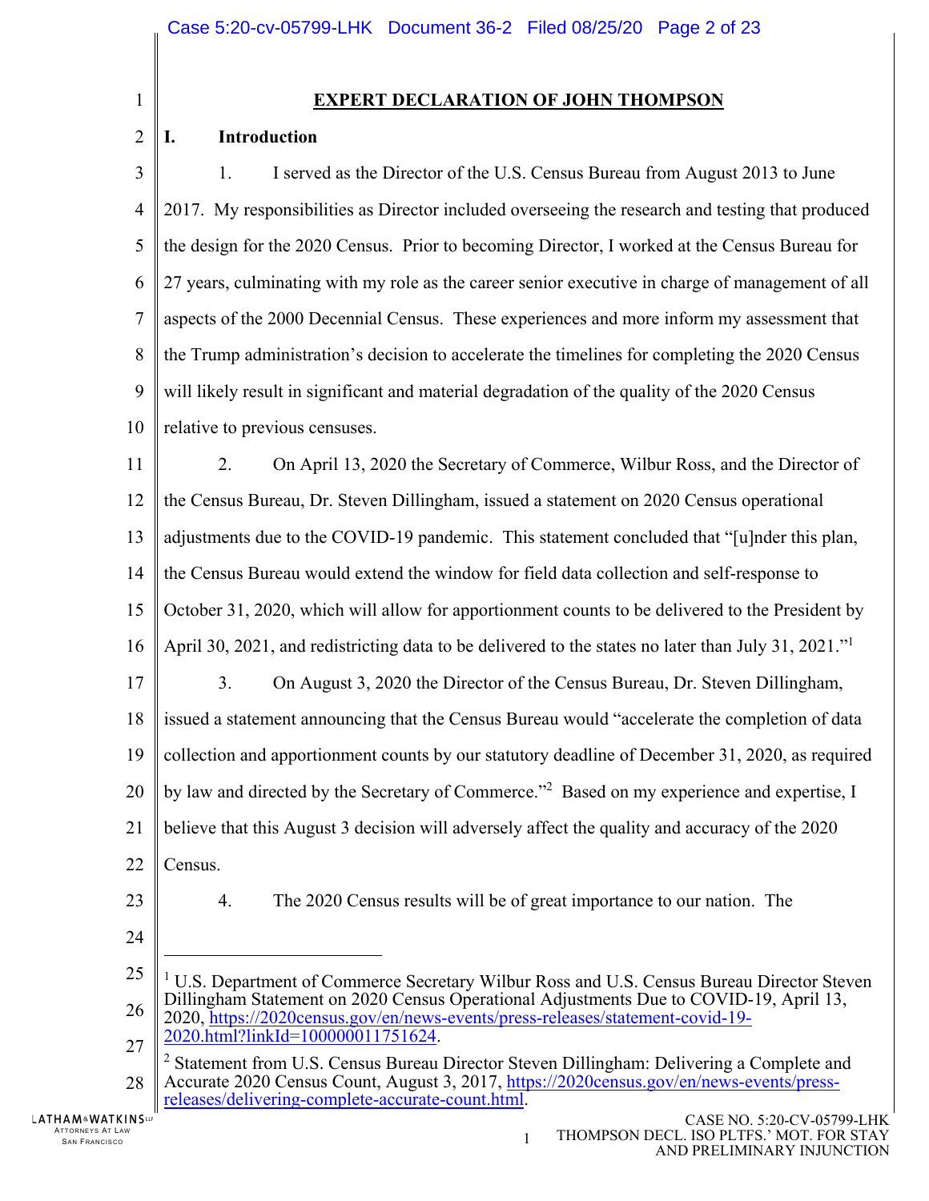# EXPERT DECLARATION OF JOHN THOMPSON

## I. Introduction

1. I served as the Director of the U.S. Census Bureau from August 2013 to June 2017. My responsibilities as Director included overseeing the research and testing that produced the design for the 2020 Census. Prior to becoming Director, I worked at the Census Bureau for 27 years, culminating with my role as the career senior executive in charge of management of all aspects of the 2000 Decennial Census. These experiences and more inform my assessment that the Trump administration's decision to accelerate the timelines for completing the 2020 Census will likely result in significant and material degradation of the quality of the 2020 Census relative to previous censuses.

2. On April 13, 2020 the Secretary of Commerce, Wilbur Ross, and the Director of the Census Bureau, Dr. Steven Dillingham, issued a statement on 2020 Census operational adjustments due to the COVID-19 pandemic. This statement concluded that "[u]nder this plan, the Census Bureau would extend the window for field data collection and self-response to October 31, 2020, which will allow for apportionment counts to be delivered to the President by April 30, 2021, and redistricting data to be delivered to the states no later than July 31, 2021."[1]

3. On August 3, 2020 the Director of the Census Bureau, Dr. Steven Dillingham, issued a statement announcing that the Census Bureau would "accelerate the completion of data collection and apportionment counts by our statutory deadline of December 31, 2020, as required by law and directed by the Secretary of Commerce."[2] Based on my experience and expertise, I believe that this August 3 decision will adversely affect the quality and accuracy of the 2020 Census.

4. The 2020 Census results will be of great importance to our nation. The

---

[1] U.S. Department of Commerce Secretary Wilbur Ross and U.S. Census Bureau Director Steven Dillingham Statement on 2020 Census Operational Adjustments Due to COVID-19, April 13, 2020, https://2020census.gov/en/news-events/press-releases/statement-covid-19-2020.html?linkId=100000011751624.

[2] Statement from U.S. Census Bureau Director Steven Dillingham: Delivering a Complete and Accurate 2020 Census Count, August 3, 2017, https://2020census.gov/en/news-events/press-releases/delivering-complete-accurate-count.html.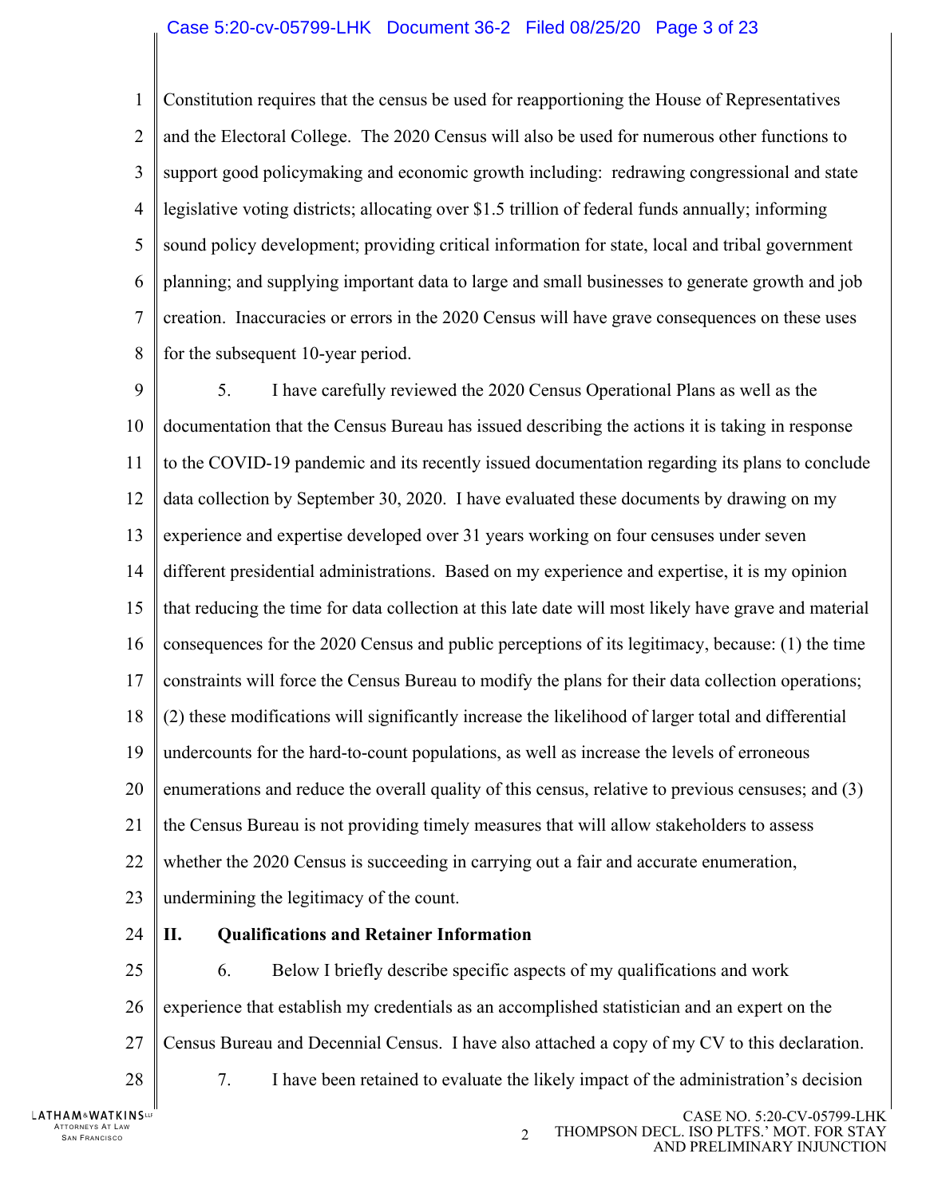Constitution requires that the census be used for reapportioning the House of Representatives and the Electoral College. The 2020 Census will also be used for numerous other functions to support good policymaking and economic growth including: redrawing congressional and state legislative voting districts; allocating over $1.5 trillion of federal funds annually; informing sound policy development; providing critical information for state, local and tribal government planning; and supplying important data to large and small businesses to generate growth and job creation. Inaccuracies or errors in the 2020 Census will have grave consequences on these uses for the subsequent 10-year period.

5. I have carefully reviewed the 2020 Census Operational Plans as well as the documentation that the Census Bureau has issued describing the actions it is taking in response to the COVID-19 pandemic and its recently issued documentation regarding its plans to conclude data collection by September 30, 2020. I have evaluated these documents by drawing on my experience and expertise developed over 31 years working on four censuses under seven different presidential administrations. Based on my experience and expertise, it is my opinion that reducing the time for data collection at this late date will most likely have grave and material consequences for the 2020 Census and public perceptions of its legitimacy, because: (1) the time constraints will force the Census Bureau to modify the plans for their data collection operations; (2) these modifications will significantly increase the likelihood of larger total and differential undercounts for the hard-to-count populations, as well as increase the levels of erroneous enumerations and reduce the overall quality of this census, relative to previous censuses; and (3) the Census Bureau is not providing timely measures that will allow stakeholders to assess whether the 2020 Census is succeeding in carrying out a fair and accurate enumeration, undermining the legitimacy of the count.

## II. Qualifications and Retainer Information

6. Below I briefly describe specific aspects of my qualifications and work experience that establish my credentials as an accomplished statistician and an expert on the Census Bureau and Decennial Census. I have also attached a copy of my CV to this declaration.

7. I have been retained to evaluate the likely impact of the administration's decision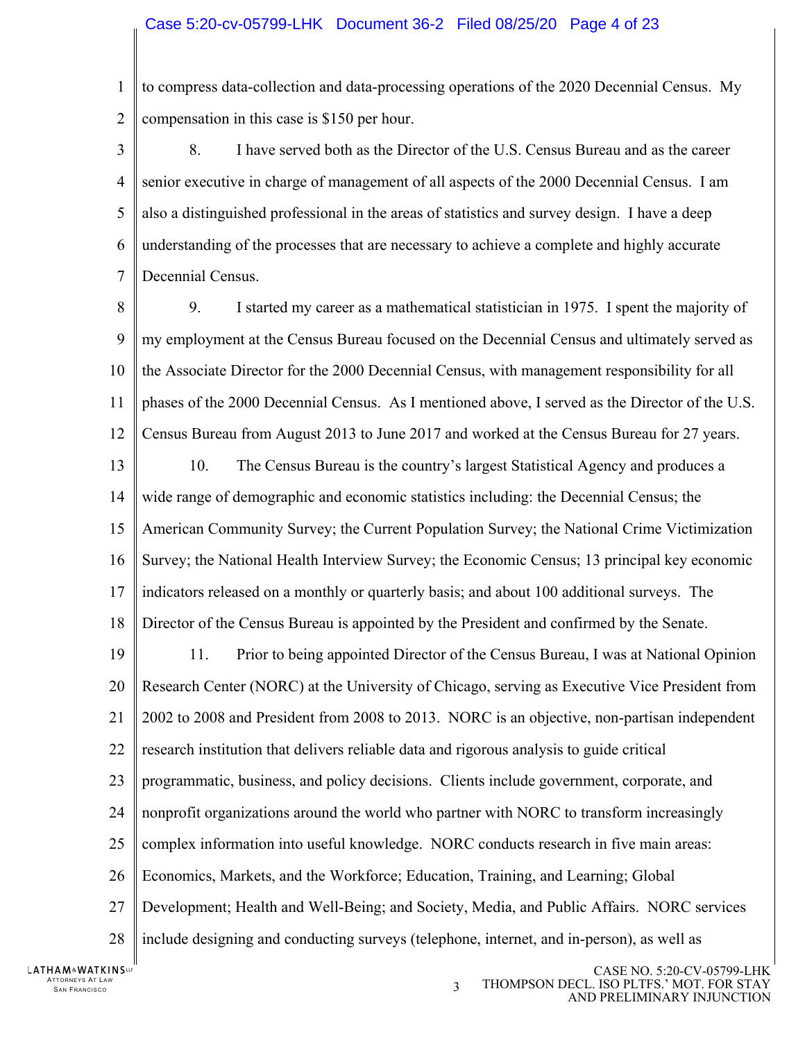to compress data-collection and data-processing operations of the 2020 Decennial Census. My compensation in this case is $150 per hour.

8. I have served both as the Director of the U.S. Census Bureau and as the career senior executive in charge of management of all aspects of the 2000 Decennial Census. I am also a distinguished professional in the areas of statistics and survey design. I have a deep understanding of the processes that are necessary to achieve a complete and highly accurate Decennial Census.

9. I started my career as a mathematical statistician in 1975. I spent the majority of my employment at the Census Bureau focused on the Decennial Census and ultimately served as the Associate Director for the 2000 Decennial Census, with management responsibility for all phases of the 2000 Decennial Census. As I mentioned above, I served as the Director of the U.S. Census Bureau from August 2013 to June 2017 and worked at the Census Bureau for 27 years.

10. The Census Bureau is the country's largest Statistical Agency and produces a wide range of demographic and economic statistics including: the Decennial Census; the American Community Survey; the Current Population Survey; the National Crime Victimization Survey; the National Health Interview Survey; the Economic Census; 13 principal key economic indicators released on a monthly or quarterly basis; and about 100 additional surveys. The Director of the Census Bureau is appointed by the President and confirmed by the Senate.

11. Prior to being appointed Director of the Census Bureau, I was at National Opinion Research Center (NORC) at the University of Chicago, serving as Executive Vice President from 2002 to 2008 and President from 2008 to 2013. NORC is an objective, non-partisan independent research institution that delivers reliable data and rigorous analysis to guide critical programmatic, business, and policy decisions. Clients include government, corporate, and nonprofit organizations around the world who partner with NORC to transform increasingly complex information into useful knowledge. NORC conducts research in five main areas: Economics, Markets, and the Workforce; Education, Training, and Learning; Global Development; Health and Well-Being; and Society, Media, and Public Affairs. NORC services include designing and conducting surveys (telephone, internet, and in-person), as well as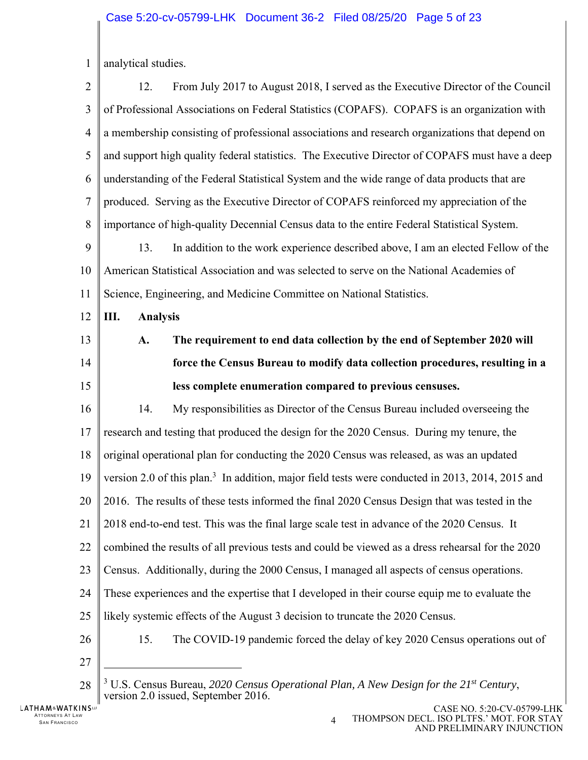analytical studies.

12. From July 2017 to August 2018, I served as the Executive Director of the Council of Professional Associations on Federal Statistics (COPAFS). COPAFS is an organization with a membership consisting of professional associations and research organizations that depend on and support high quality federal statistics. The Executive Director of COPAFS must have a deep understanding of the Federal Statistical System and the wide range of data products that are produced. Serving as the Executive Director of COPAFS reinforced my appreciation of the importance of high-quality Decennial Census data to the entire Federal Statistical System.

13. In addition to the work experience described above, I am an elected Fellow of the American Statistical Association and was selected to serve on the National Academies of Science, Engineering, and Medicine Committee on National Statistics.

## III. Analysis

### A. The requirement to end data collection by the end of September 2020 will force the Census Bureau to modify data collection procedures, resulting in a less complete enumeration compared to previous censuses.

14. My responsibilities as Director of the Census Bureau included overseeing the research and testing that produced the design for the 2020 Census. During my tenure, the original operational plan for conducting the 2020 Census was released, as was an updated version 2.0 of this plan.[3] In addition, major field tests were conducted in 2013, 2014, 2015 and 2016. The results of these tests informed the final 2020 Census Design that was tested in the 2018 end-to-end test. This was the final large scale test in advance of the 2020 Census. It combined the results of all previous tests and could be viewed as a dress rehearsal for the 2020 Census. Additionally, during the 2000 Census, I managed all aspects of census operations. These experiences and the expertise that I developed in their course equip me to evaluate the likely systemic effects of the August 3 decision to truncate the 2020 Census.

15. The COVID-19 pandemic forced the delay of key 2020 Census operations out of

---

[3] U.S. Census Bureau, *2020 Census Operational Plan, A New Design for the 21st Century*, version 2.0 issued, September 2016.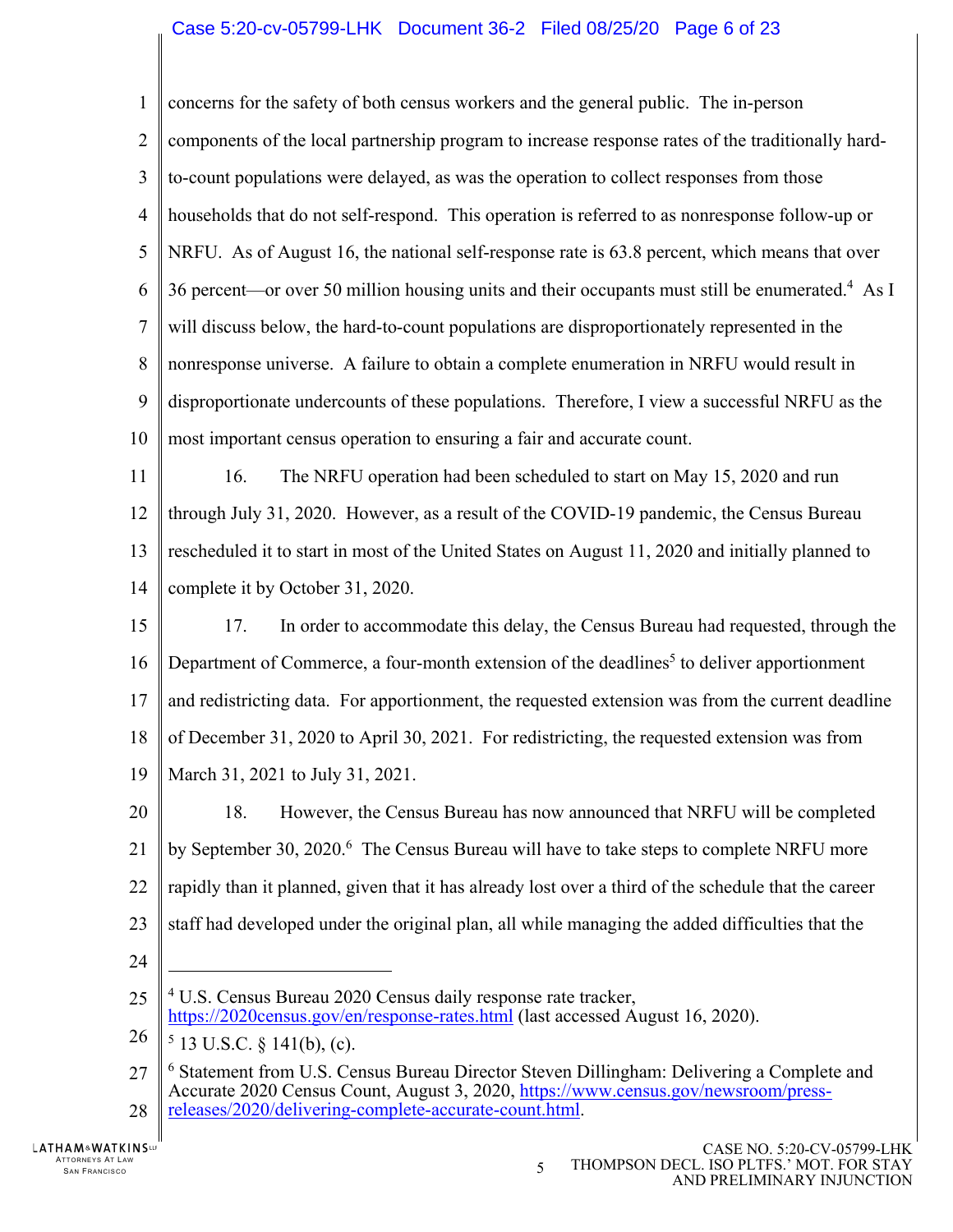concerns for the safety of both census workers and the general public. The in-person components of the local partnership program to increase response rates of the traditionally hard-to-count populations were delayed, as was the operation to collect responses from those households that do not self-respond. This operation is referred to as nonresponse follow-up or NRFU. As of August 16, the national self-response rate is 63.8 percent, which means that over 36 percent—or over 50 million housing units and their occupants must still be enumerated.[4] As I will discuss below, the hard-to-count populations are disproportionately represented in the nonresponse universe. A failure to obtain a complete enumeration in NRFU would result in disproportionate undercounts of these populations. Therefore, I view a successful NRFU as the most important census operation to ensuring a fair and accurate count.

16. The NRFU operation had been scheduled to start on May 15, 2020 and run through July 31, 2020. However, as a result of the COVID-19 pandemic, the Census Bureau rescheduled it to start in most of the United States on August 11, 2020 and initially planned to complete it by October 31, 2020.

17. In order to accommodate this delay, the Census Bureau had requested, through the Department of Commerce, a four-month extension of the deadlines[5] to deliver apportionment and redistricting data. For apportionment, the requested extension was from the current deadline of December 31, 2020 to April 30, 2021. For redistricting, the requested extension was from March 31, 2021 to July 31, 2021.

18. However, the Census Bureau has now announced that NRFU will be completed by September 30, 2020.[6] The Census Bureau will have to take steps to complete NRFU more rapidly than it planned, given that it has already lost over a third of the schedule that the career staff had developed under the original plan, all while managing the added difficulties that the

---

[4] U.S. Census Bureau 2020 Census daily response rate tracker, https://2020census.gov/en/response-rates.html (last accessed August 16, 2020).

[5] 13 U.S.C. § 141(b), (c).

[6] Statement from U.S. Census Bureau Director Steven Dillingham: Delivering a Complete and Accurate 2020 Census Count, August 3, 2020, https://www.census.gov/newsroom/press-releases/2020/delivering-complete-accurate-count.html.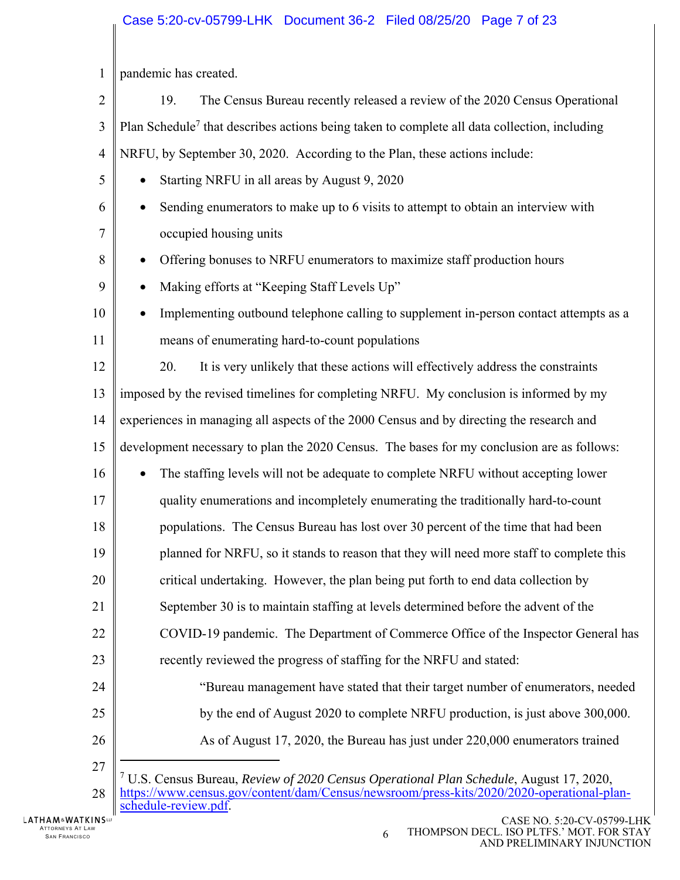pandemic has created.

19. The Census Bureau recently released a review of the 2020 Census Operational Plan Schedule[7] that describes actions being taken to complete all data collection, including NRFU, by September 30, 2020. According to the Plan, these actions include:

- Starting NRFU in all areas by August 9, 2020
- Sending enumerators to make up to 6 visits to attempt to obtain an interview with occupied housing units
- Offering bonuses to NRFU enumerators to maximize staff production hours
- Making efforts at "Keeping Staff Levels Up"
- Implementing outbound telephone calling to supplement in-person contact attempts as a means of enumerating hard-to-count populations

20. It is very unlikely that these actions will effectively address the constraints imposed by the revised timelines for completing NRFU. My conclusion is informed by my experiences in managing all aspects of the 2000 Census and by directing the research and development necessary to plan the 2020 Census. The bases for my conclusion are as follows:

- The staffing levels will not be adequate to complete NRFU without accepting lower quality enumerations and incompletely enumerating the traditionally hard-to-count populations. The Census Bureau has lost over 30 percent of the time that had been planned for NRFU, so it stands to reason that they will need more staff to complete this critical undertaking. However, the plan being put forth to end data collection by September 30 is to maintain staffing at levels determined before the advent of the COVID-19 pandemic. The Department of Commerce Office of the Inspector General has recently reviewed the progress of staffing for the NRFU and stated:

  > "Bureau management have stated that their target number of enumerators, needed by the end of August 2020 to complete NRFU production, is just above 300,000. As of August 17, 2020, the Bureau has just under 220,000 enumerators trained

---

[7] U.S. Census Bureau, *Review of 2020 Census Operational Plan Schedule*, August 17, 2020, https://www.census.gov/content/dam/Census/newsroom/press-kits/2020/2020-operational-plan-schedule-review.pdf.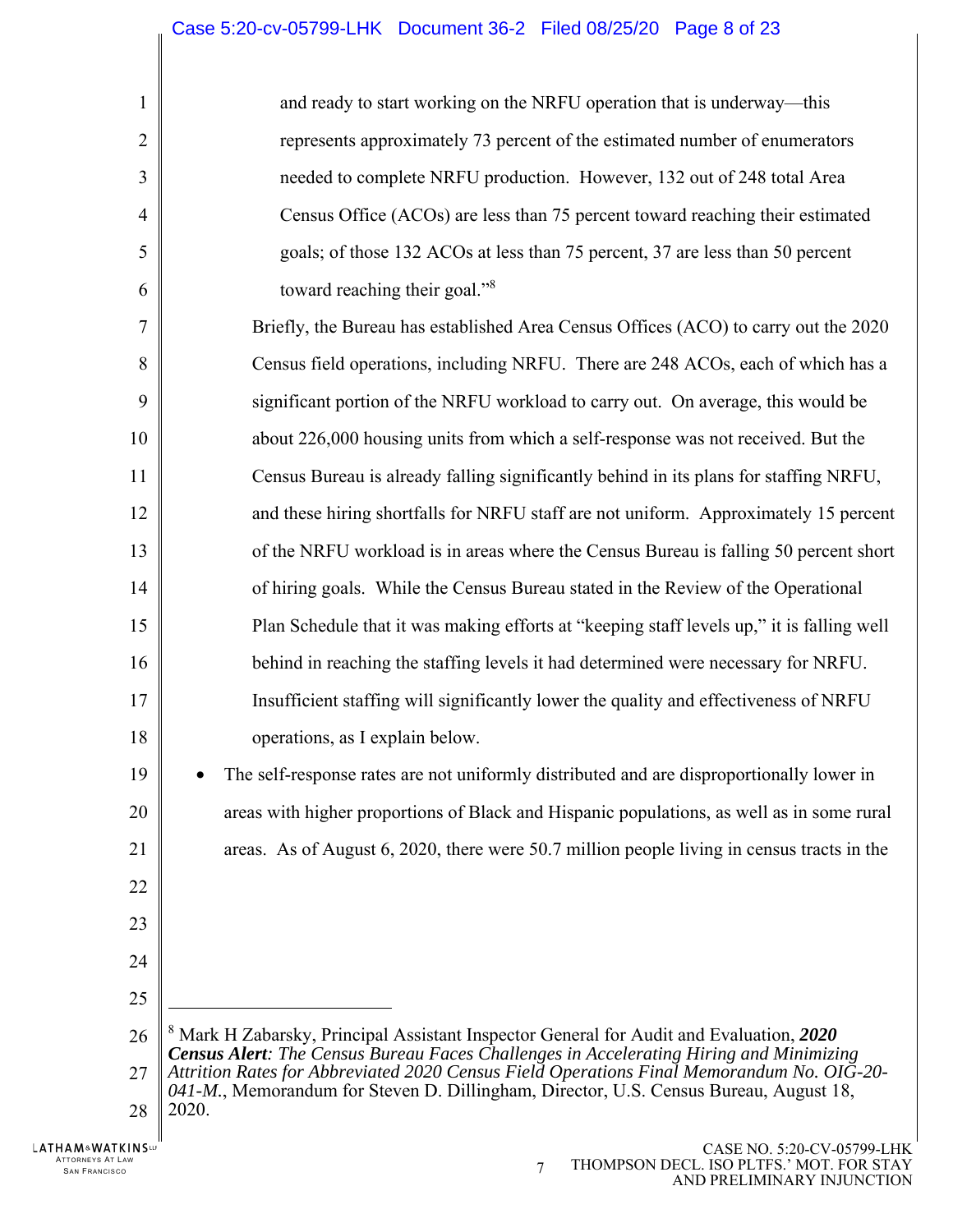> and ready to start working on the NRFU operation that is underway—this represents approximately 73 percent of the estimated number of enumerators needed to complete NRFU production. However, 132 out of 248 total Area Census Office (ACOs) are less than 75 percent toward reaching their estimated goals; of those 132 ACOs at less than 75 percent, 37 are less than 50 percent toward reaching their goal."[8]

Briefly, the Bureau has established Area Census Offices (ACO) to carry out the 2020 Census field operations, including NRFU. There are 248 ACOs, each of which has a significant portion of the NRFU workload to carry out. On average, this would be about 226,000 housing units from which a self-response was not received. But the Census Bureau is already falling significantly behind in its plans for staffing NRFU, and these hiring shortfalls for NRFU staff are not uniform. Approximately 15 percent of the NRFU workload is in areas where the Census Bureau is falling 50 percent short of hiring goals. While the Census Bureau stated in the Review of the Operational Plan Schedule that it was making efforts at "keeping staff levels up," it is falling well behind in reaching the staffing levels it had determined were necessary for NRFU. Insufficient staffing will significantly lower the quality and effectiveness of NRFU operations, as I explain below.

- The self-response rates are not uniformly distributed and are disproportionally lower in areas with higher proportions of Black and Hispanic populations, as well as in some rural areas. As of August 6, 2020, there were 50.7 million people living in census tracts in the

---

[8] Mark H Zabarsky, Principal Assistant Inspector General for Audit and Evaluation, ***2020 Census Alert****: The Census Bureau Faces Challenges in Accelerating Hiring and Minimizing Attrition Rates for Abbreviated 2020 Census Field Operations Final Memorandum No. OIG-20-041-M.*, Memorandum for Steven D. Dillingham, Director, U.S. Census Bureau, August 18, 2020.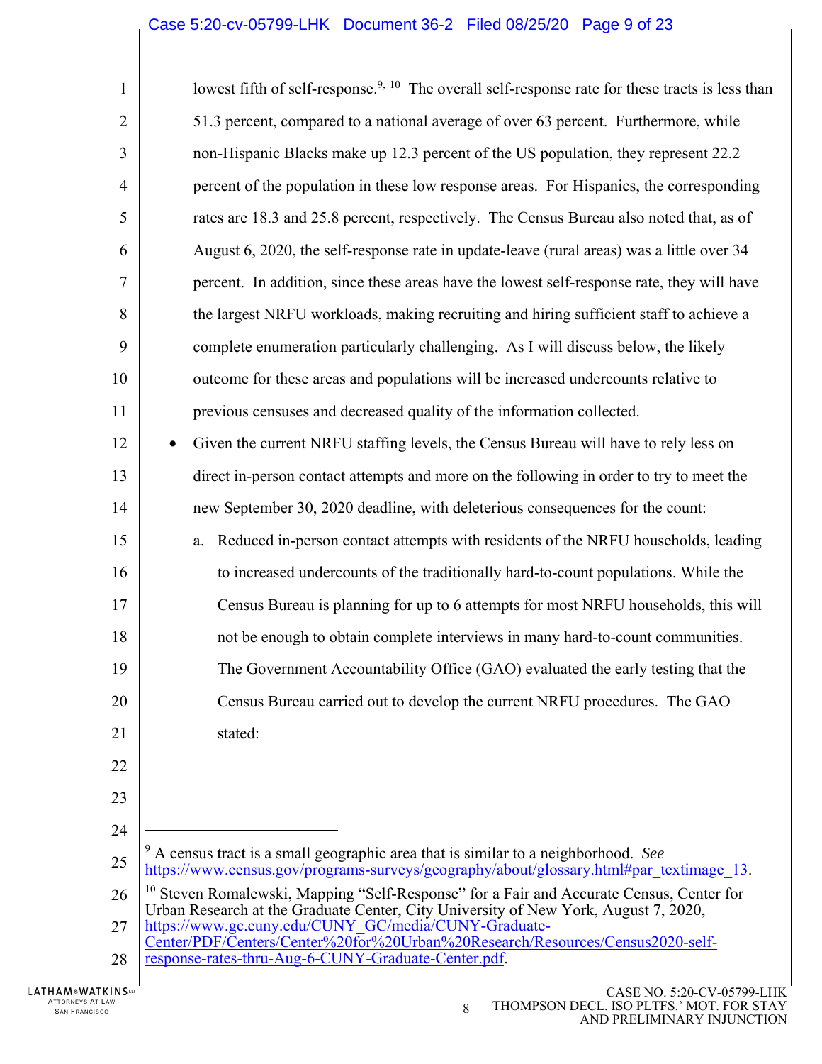lowest fifth of self-response.[9, 10] The overall self-response rate for these tracts is less than 51.3 percent, compared to a national average of over 63 percent. Furthermore, while non-Hispanic Blacks make up 12.3 percent of the US population, they represent 22.2 percent of the population in these low response areas. For Hispanics, the corresponding rates are 18.3 and 25.8 percent, respectively. The Census Bureau also noted that, as of August 6, 2020, the self-response rate in update-leave (rural areas) was a little over 34 percent. In addition, since these areas have the lowest self-response rate, they will have the largest NRFU workloads, making recruiting and hiring sufficient staff to achieve a complete enumeration particularly challenging. As I will discuss below, the likely outcome for these areas and populations will be increased undercounts relative to previous censuses and decreased quality of the information collected.

- Given the current NRFU staffing levels, the Census Bureau will have to rely less on direct in-person contact attempts and more on the following in order to try to meet the new September 30, 2020 deadline, with deleterious consequences for the count:

  a. <u>Reduced in-person contact attempts with residents of the NRFU households, leading to increased undercounts of the traditionally hard-to-count populations</u>. While the Census Bureau is planning for up to 6 attempts for most NRFU households, this will not be enough to obtain complete interviews in many hard-to-count communities. The Government Accountability Office (GAO) evaluated the early testing that the Census Bureau carried out to develop the current NRFU procedures. The GAO stated:

---

[9] A census tract is a small geographic area that is similar to a neighborhood. *See* https://www.census.gov/programs-surveys/geography/about/glossary.html#par_textimage_13.

[10] Steven Romalewski, Mapping "Self-Response" for a Fair and Accurate Census, Center for Urban Research at the Graduate Center, City University of New York, August 7, 2020, https://www.gc.cuny.edu/CUNY_GC/media/CUNY-Graduate-Center/PDF/Centers/Center%20for%20Urban%20Research/Resources/Census2020-self-response-rates-thru-Aug-6-CUNY-Graduate-Center.pdf.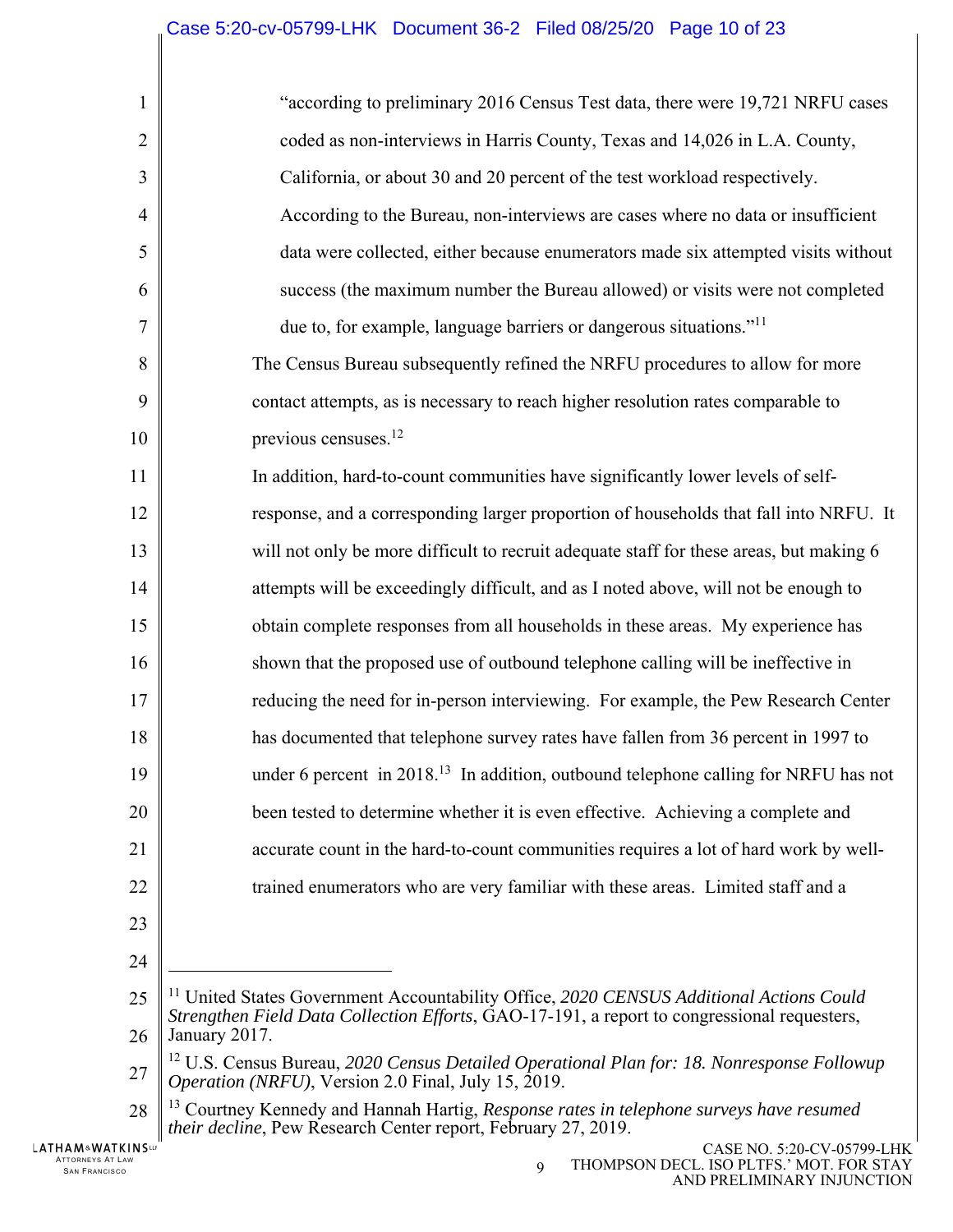> "according to preliminary 2016 Census Test data, there were 19,721 NRFU cases coded as non-interviews in Harris County, Texas and 14,026 in L.A. County, California, or about 30 and 20 percent of the test workload respectively. According to the Bureau, non-interviews are cases where no data or insufficient data were collected, either because enumerators made six attempted visits without success (the maximum number the Bureau allowed) or visits were not completed due to, for example, language barriers or dangerous situations."[11]

The Census Bureau subsequently refined the NRFU procedures to allow for more contact attempts, as is necessary to reach higher resolution rates comparable to previous censuses.[12]

In addition, hard-to-count communities have significantly lower levels of self-response, and a corresponding larger proportion of households that fall into NRFU. It will not only be more difficult to recruit adequate staff for these areas, but making 6 attempts will be exceedingly difficult, and as I noted above, will not be enough to obtain complete responses from all households in these areas. My experience has shown that the proposed use of outbound telephone calling will be ineffective in reducing the need for in-person interviewing. For example, the Pew Research Center has documented that telephone survey rates have fallen from 36 percent in 1997 to under 6 percent in 2018.[13] In addition, outbound telephone calling for NRFU has not been tested to determine whether it is even effective. Achieving a complete and accurate count in the hard-to-count communities requires a lot of hard work by well-trained enumerators who are very familiar with these areas. Limited staff and a

---

[11] United States Government Accountability Office, *2020 CENSUS Additional Actions Could Strengthen Field Data Collection Efforts*, GAO-17-191, a report to congressional requesters, January 2017.

[12] U.S. Census Bureau, *2020 Census Detailed Operational Plan for: 18. Nonresponse Followup Operation (NRFU)*, Version 2.0 Final, July 15, 2019.

[13] Courtney Kennedy and Hannah Hartig, *Response rates in telephone surveys have resumed their decline*, Pew Research Center report, February 27, 2019.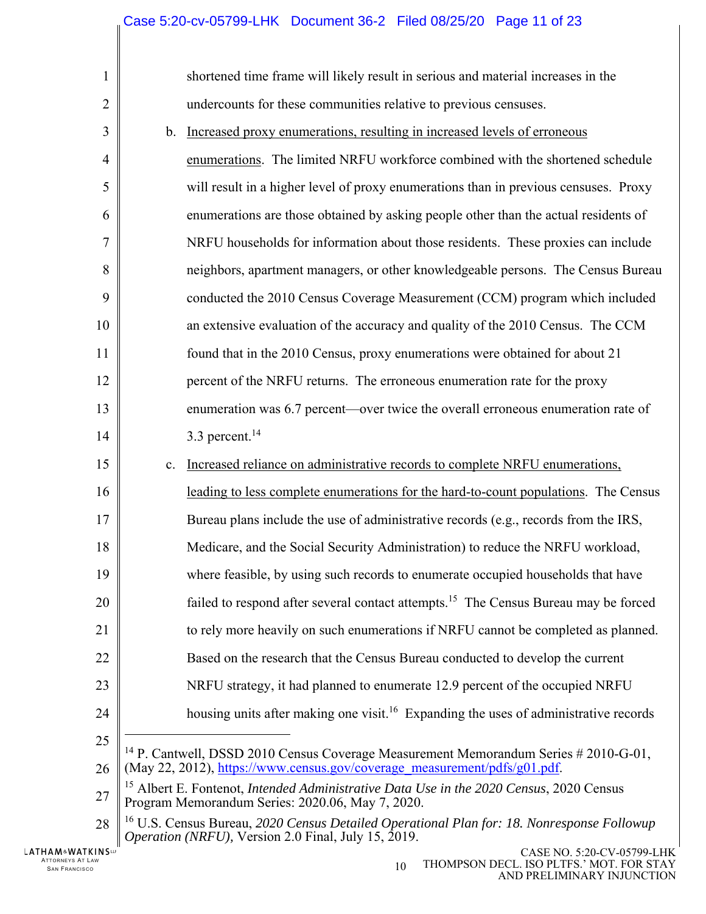shortened time frame will likely result in serious and material increases in the undercounts for these communities relative to previous censuses.

b. Increased proxy enumerations, resulting in increased levels of erroneous enumerations. The limited NRFU workforce combined with the shortened schedule will result in a higher level of proxy enumerations than in previous censuses. Proxy enumerations are those obtained by asking people other than the actual residents of NRFU households for information about those residents. These proxies can include neighbors, apartment managers, or other knowledgeable persons. The Census Bureau conducted the 2010 Census Coverage Measurement (CCM) program which included an extensive evaluation of the accuracy and quality of the 2010 Census. The CCM found that in the 2010 Census, proxy enumerations were obtained for about 21 percent of the NRFU returns. The erroneous enumeration rate for the proxy enumeration was 6.7 percent—over twice the overall erroneous enumeration rate of 3.3 percent.[14]

c. Increased reliance on administrative records to complete NRFU enumerations, leading to less complete enumerations for the hard-to-count populations. The Census Bureau plans include the use of administrative records (e.g., records from the IRS, Medicare, and the Social Security Administration) to reduce the NRFU workload, where feasible, by using such records to enumerate occupied households that have failed to respond after several contact attempts.[15] The Census Bureau may be forced to rely more heavily on such enumerations if NRFU cannot be completed as planned. Based on the research that the Census Bureau conducted to develop the current NRFU strategy, it had planned to enumerate 12.9 percent of the occupied NRFU housing units after making one visit.[16] Expanding the uses of administrative records

---

[14] P. Cantwell, DSSD 2010 Census Coverage Measurement Memorandum Series # 2010-G-01, (May 22, 2012), https://www.census.gov/coverage_measurement/pdfs/g01.pdf.

[15] Albert E. Fontenot, *Intended Administrative Data Use in the 2020 Census*, 2020 Census Program Memorandum Series: 2020.06, May 7, 2020.

[16] U.S. Census Bureau, *2020 Census Detailed Operational Plan for: 18. Nonresponse Followup Operation (NRFU),* Version 2.0 Final, July 15, 2019.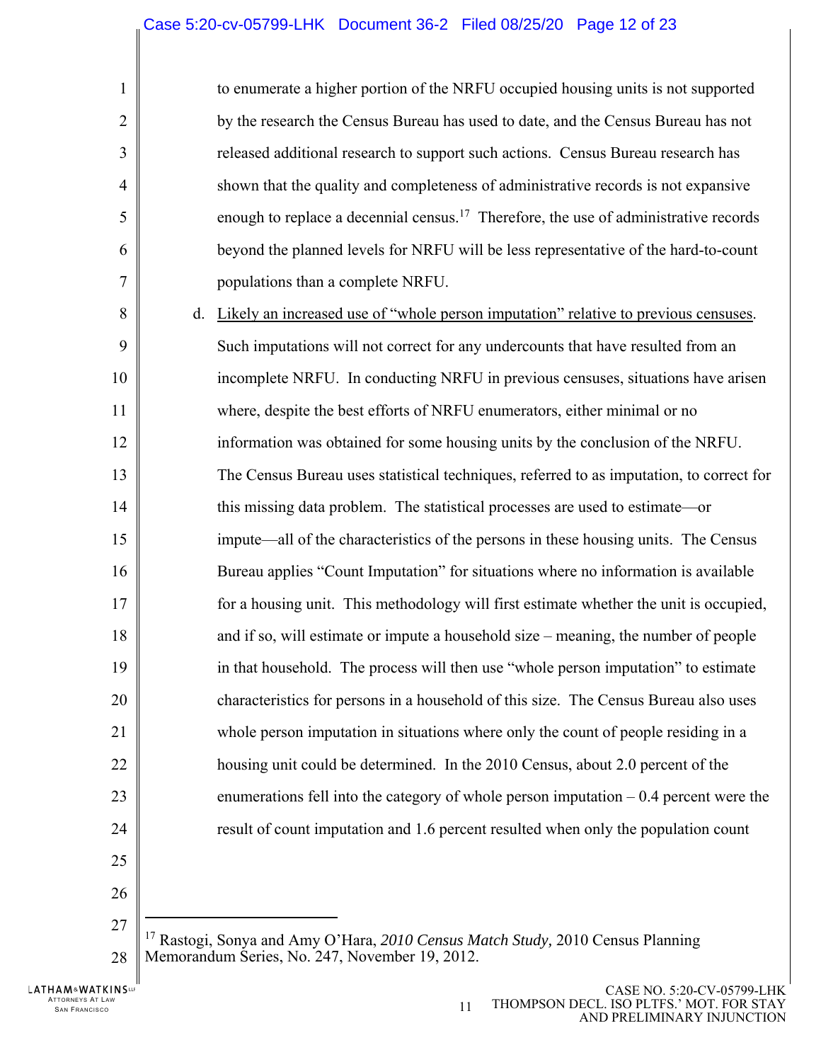to enumerate a higher portion of the NRFU occupied housing units is not supported by the research the Census Bureau has used to date, and the Census Bureau has not released additional research to support such actions. Census Bureau research has shown that the quality and completeness of administrative records is not expansive enough to replace a decennial census.[17] Therefore, the use of administrative records beyond the planned levels for NRFU will be less representative of the hard-to-count populations than a complete NRFU.

d. Likely an increased use of "whole person imputation" relative to previous censuses. Such imputations will not correct for any undercounts that have resulted from an incomplete NRFU. In conducting NRFU in previous censuses, situations have arisen where, despite the best efforts of NRFU enumerators, either minimal or no information was obtained for some housing units by the conclusion of the NRFU. The Census Bureau uses statistical techniques, referred to as imputation, to correct for this missing data problem. The statistical processes are used to estimate—or impute—all of the characteristics of the persons in these housing units. The Census Bureau applies "Count Imputation" for situations where no information is available for a housing unit. This methodology will first estimate whether the unit is occupied, and if so, will estimate or impute a household size – meaning, the number of people in that household. The process will then use "whole person imputation" to estimate characteristics for persons in a household of this size. The Census Bureau also uses whole person imputation in situations where only the count of people residing in a housing unit could be determined. In the 2010 Census, about 2.0 percent of the enumerations fell into the category of whole person imputation – 0.4 percent were the result of count imputation and 1.6 percent resulted when only the population count

[17] Rastogi, Sonya and Amy O'Hara, *2010 Census Match Study,* 2010 Census Planning Memorandum Series, No. 247, November 19, 2012.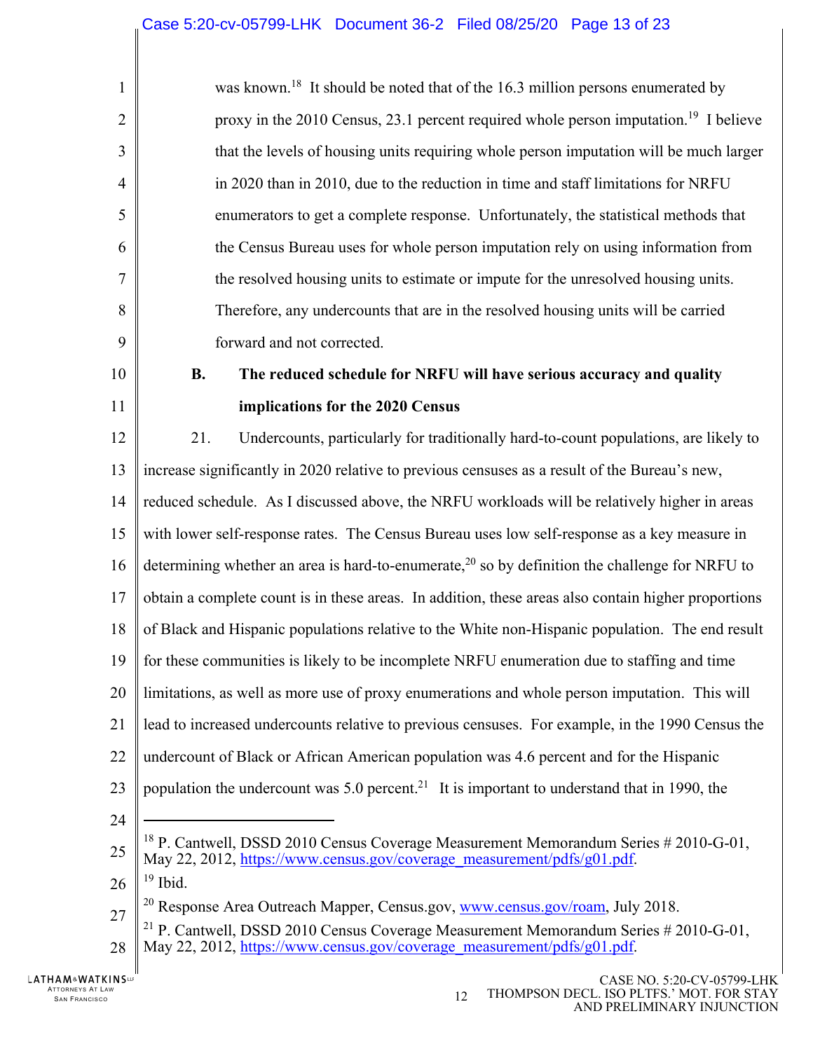was known.[18] It should be noted that of the 16.3 million persons enumerated by proxy in the 2010 Census, 23.1 percent required whole person imputation.[19] I believe that the levels of housing units requiring whole person imputation will be much larger in 2020 than in 2010, due to the reduction in time and staff limitations for NRFU enumerators to get a complete response. Unfortunately, the statistical methods that the Census Bureau uses for whole person imputation rely on using information from the resolved housing units to estimate or impute for the unresolved housing units. Therefore, any undercounts that are in the resolved housing units will be carried forward and not corrected.

### B. The reduced schedule for NRFU will have serious accuracy and quality implications for the 2020 Census

21. Undercounts, particularly for traditionally hard-to-count populations, are likely to increase significantly in 2020 relative to previous censuses as a result of the Bureau's new, reduced schedule. As I discussed above, the NRFU workloads will be relatively higher in areas with lower self-response rates. The Census Bureau uses low self-response as a key measure in determining whether an area is hard-to-enumerate,[20] so by definition the challenge for NRFU to obtain a complete count is in these areas. In addition, these areas also contain higher proportions of Black and Hispanic populations relative to the White non-Hispanic population. The end result for these communities is likely to be incomplete NRFU enumeration due to staffing and time limitations, as well as more use of proxy enumerations and whole person imputation. This will lead to increased undercounts relative to previous censuses. For example, in the 1990 Census the undercount of Black or African American population was 4.6 percent and for the Hispanic population the undercount was 5.0 percent.[21] It is important to understand that in 1990, the

---

[18] P. Cantwell, DSSD 2010 Census Coverage Measurement Memorandum Series # 2010-G-01, May 22, 2012, https://www.census.gov/coverage_measurement/pdfs/g01.pdf.

[19] Ibid.

[20] Response Area Outreach Mapper, Census.gov, www.census.gov/roam, July 2018.

[21] P. Cantwell, DSSD 2010 Census Coverage Measurement Memorandum Series # 2010-G-01, May 22, 2012, https://www.census.gov/coverage_measurement/pdfs/g01.pdf.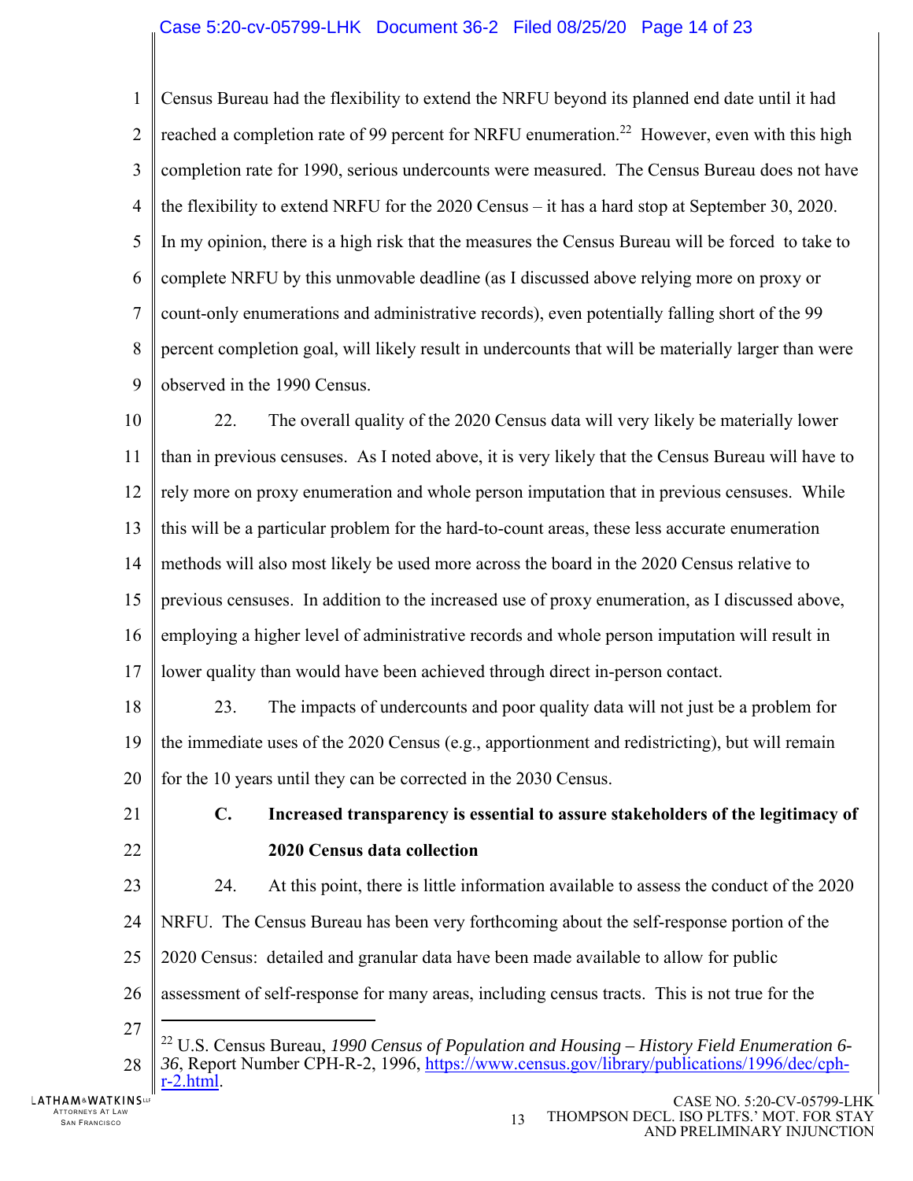Census Bureau had the flexibility to extend the NRFU beyond its planned end date until it had reached a completion rate of 99 percent for NRFU enumeration.[22] However, even with this high completion rate for 1990, serious undercounts were measured. The Census Bureau does not have the flexibility to extend NRFU for the 2020 Census – it has a hard stop at September 30, 2020. In my opinion, there is a high risk that the measures the Census Bureau will be forced to take to complete NRFU by this unmovable deadline (as I discussed above relying more on proxy or count-only enumerations and administrative records), even potentially falling short of the 99 percent completion goal, will likely result in undercounts that will be materially larger than were observed in the 1990 Census.

22. The overall quality of the 2020 Census data will very likely be materially lower than in previous censuses. As I noted above, it is very likely that the Census Bureau will have to rely more on proxy enumeration and whole person imputation that in previous censuses. While this will be a particular problem for the hard-to-count areas, these less accurate enumeration methods will also most likely be used more across the board in the 2020 Census relative to previous censuses. In addition to the increased use of proxy enumeration, as I discussed above, employing a higher level of administrative records and whole person imputation will result in lower quality than would have been achieved through direct in-person contact.

23. The impacts of undercounts and poor quality data will not just be a problem for the immediate uses of the 2020 Census (e.g., apportionment and redistricting), but will remain for the 10 years until they can be corrected in the 2030 Census.

### C. Increased transparency is essential to assure stakeholders of the legitimacy of 2020 Census data collection

24. At this point, there is little information available to assess the conduct of the 2020 NRFU. The Census Bureau has been very forthcoming about the self-response portion of the 2020 Census: detailed and granular data have been made available to allow for public assessment of self-response for many areas, including census tracts. This is not true for the

---

[22] U.S. Census Bureau, *1990 Census of Population and Housing – History Field Enumeration 6-36*, Report Number CPH-R-2, 1996, https://www.census.gov/library/publications/1996/dec/cph-r-2.html.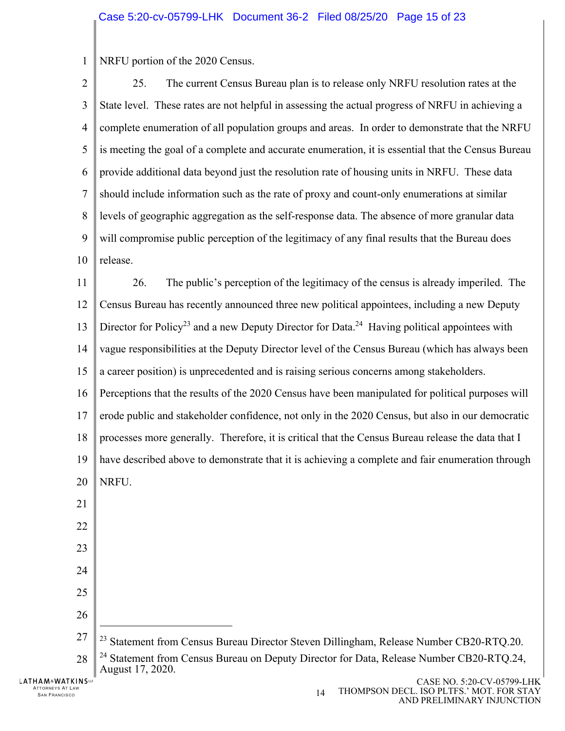NRFU portion of the 2020 Census.

25. The current Census Bureau plan is to release only NRFU resolution rates at the State level. These rates are not helpful in assessing the actual progress of NRFU in achieving a complete enumeration of all population groups and areas. In order to demonstrate that the NRFU is meeting the goal of a complete and accurate enumeration, it is essential that the Census Bureau provide additional data beyond just the resolution rate of housing units in NRFU. These data should include information such as the rate of proxy and count-only enumerations at similar levels of geographic aggregation as the self-response data. The absence of more granular data will compromise public perception of the legitimacy of any final results that the Bureau does release.

26. The public's perception of the legitimacy of the census is already imperiled. The Census Bureau has recently announced three new political appointees, including a new Deputy Director for Policy[23] and a new Deputy Director for Data.[24] Having political appointees with vague responsibilities at the Deputy Director level of the Census Bureau (which has always been a career position) is unprecedented and is raising serious concerns among stakeholders. Perceptions that the results of the 2020 Census have been manipulated for political purposes will erode public and stakeholder confidence, not only in the 2020 Census, but also in our democratic processes more generally. Therefore, it is critical that the Census Bureau release the data that I have described above to demonstrate that it is achieving a complete and fair enumeration through NRFU.

---

[23] Statement from Census Bureau Director Steven Dillingham, Release Number CB20-RTQ.20.

[24] Statement from Census Bureau on Deputy Director for Data, Release Number CB20-RTQ.24, August 17, 2020.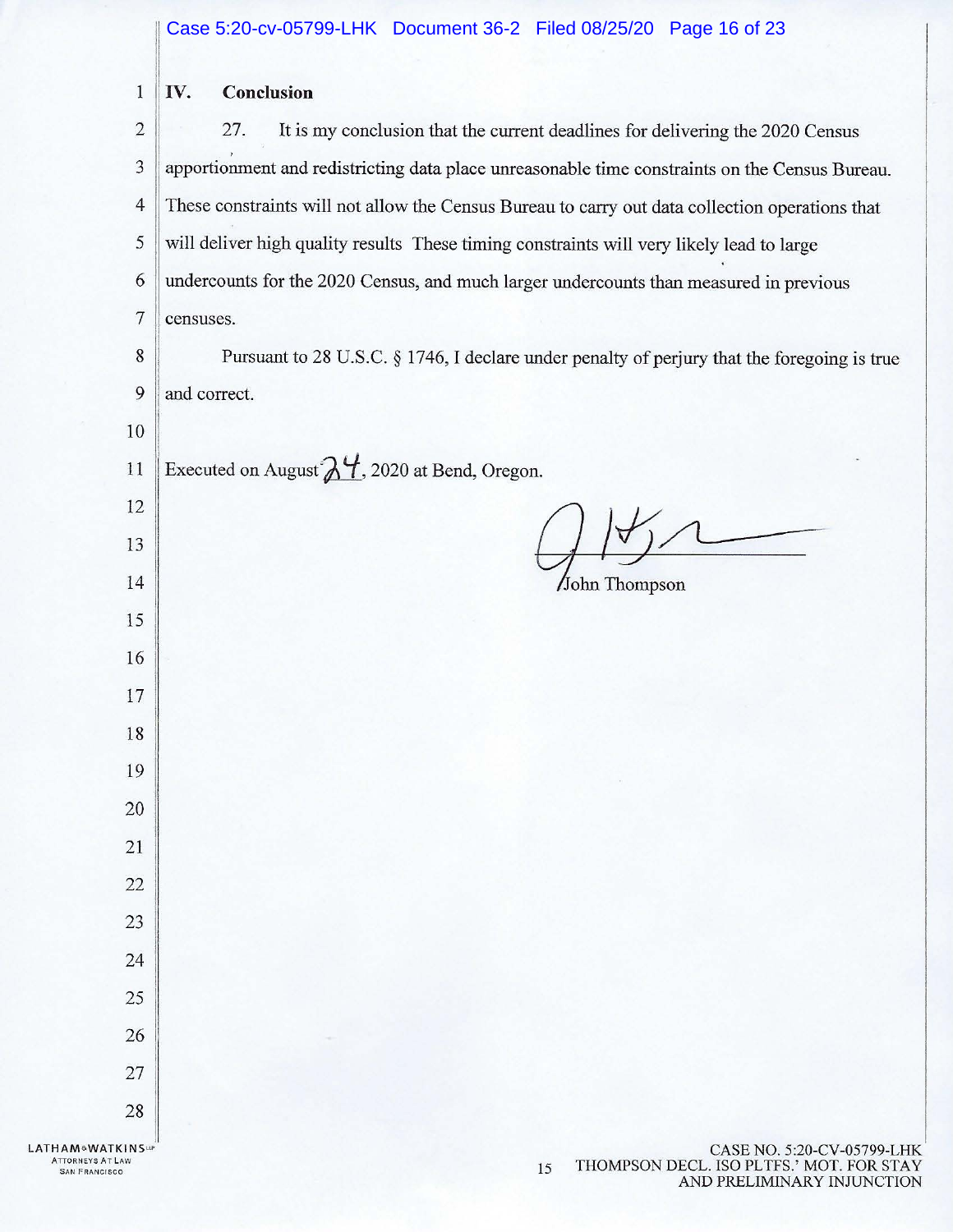## IV. Conclusion

27. It is my conclusion that the current deadlines for delivering the 2020 Census apportionment and redistricting data place unreasonable time constraints on the Census Bureau. These constraints will not allow the Census Bureau to carry out data collection operations that will deliver high quality results These timing constraints will very likely lead to large undercounts for the 2020 Census, and much larger undercounts than measured in previous censuses.

Pursuant to 28 U.S.C. § 1746, I declare under penalty of perjury that the foregoing is true and correct.

Executed on August 24, 2020 at Bend, Oregon.

John Thompson

LATHAM&WATKINS LLP
ATTORNEYS AT LAW
SAN FRANCISCO

CASE NO. 5:20-CV-05799-LHK
THOMPSON DECL. ISO PLTFS.' MOT. FOR STAY AND PRELIMINARY INJUNCTION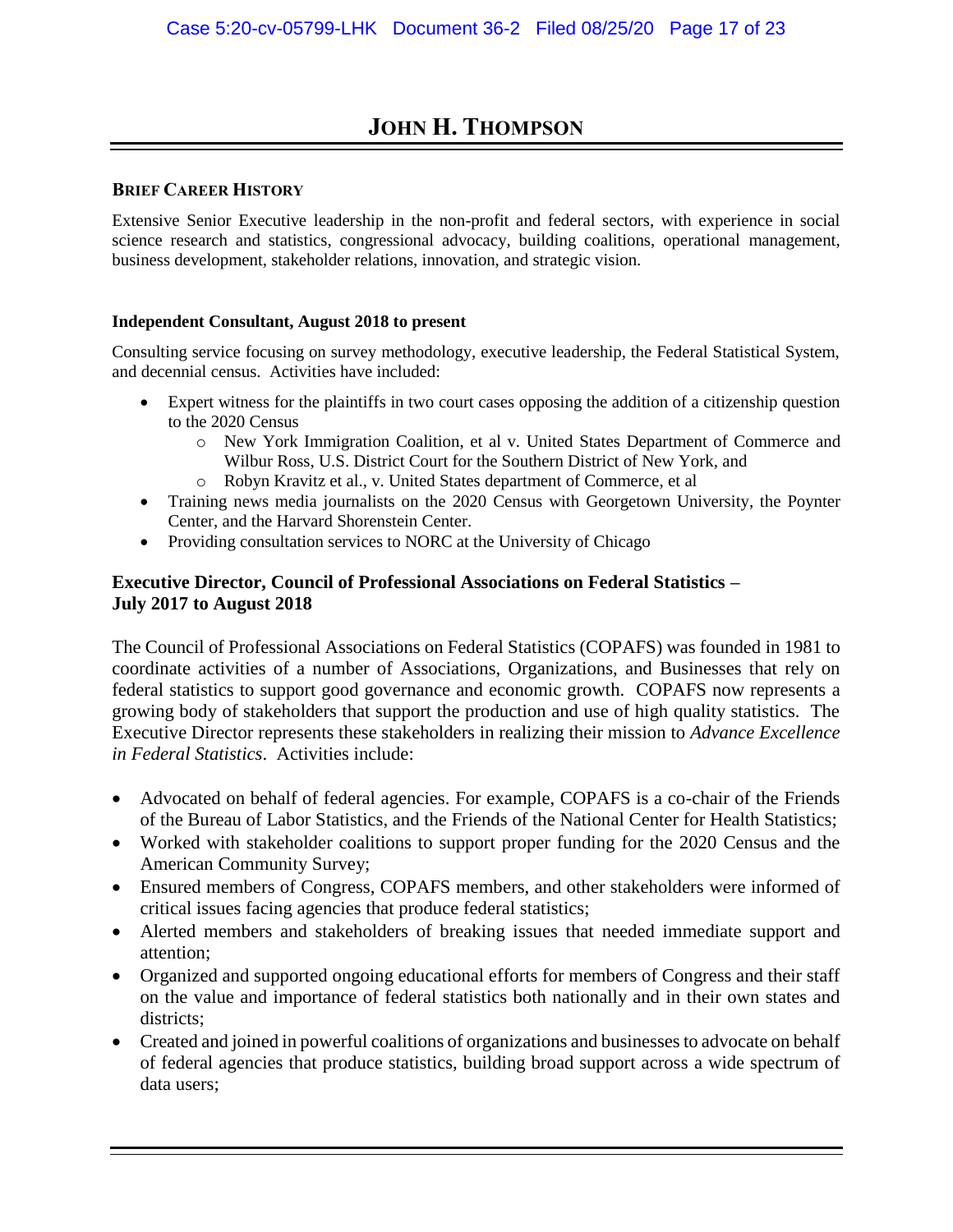# JOHN H. THOMPSON

## BRIEF CAREER HISTORY

Extensive Senior Executive leadership in the non-profit and federal sectors, with experience in social science research and statistics, congressional advocacy, building coalitions, operational management, business development, stakeholder relations, innovation, and strategic vision.

### Independent Consultant, August 2018 to present

Consulting service focusing on survey methodology, executive leadership, the Federal Statistical System, and decennial census. Activities have included:

- Expert witness for the plaintiffs in two court cases opposing the addition of a citizenship question to the 2020 Census
  - New York Immigration Coalition, et al v. United States Department of Commerce and Wilbur Ross, U.S. District Court for the Southern District of New York, and
  - Robyn Kravitz et al., v. United States department of Commerce, et al
- Training news media journalists on the 2020 Census with Georgetown University, the Poynter Center, and the Harvard Shorenstein Center.
- Providing consultation services to NORC at the University of Chicago

### Executive Director, Council of Professional Associations on Federal Statistics – July 2017 to August 2018

The Council of Professional Associations on Federal Statistics (COPAFS) was founded in 1981 to coordinate activities of a number of Associations, Organizations, and Businesses that rely on federal statistics to support good governance and economic growth. COPAFS now represents a growing body of stakeholders that support the production and use of high quality statistics. The Executive Director represents these stakeholders in realizing their mission to *Advance Excellence in Federal Statistics*. Activities include:

- Advocated on behalf of federal agencies. For example, COPAFS is a co-chair of the Friends of the Bureau of Labor Statistics, and the Friends of the National Center for Health Statistics;
- Worked with stakeholder coalitions to support proper funding for the 2020 Census and the American Community Survey;
- Ensured members of Congress, COPAFS members, and other stakeholders were informed of critical issues facing agencies that produce federal statistics;
- Alerted members and stakeholders of breaking issues that needed immediate support and attention;
- Organized and supported ongoing educational efforts for members of Congress and their staff on the value and importance of federal statistics both nationally and in their own states and districts;
- Created and joined in powerful coalitions of organizations and businesses to advocate on behalf of federal agencies that produce statistics, building broad support across a wide spectrum of data users;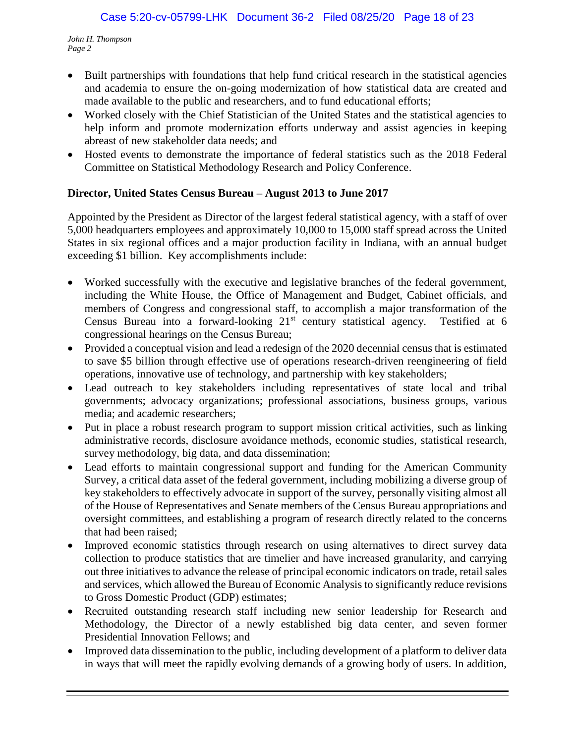- Built partnerships with foundations that help fund critical research in the statistical agencies and academia to ensure the on-going modernization of how statistical data are created and made available to the public and researchers, and to fund educational efforts;
- Worked closely with the Chief Statistician of the United States and the statistical agencies to help inform and promote modernization efforts underway and assist agencies in keeping abreast of new stakeholder data needs; and
- Hosted events to demonstrate the importance of federal statistics such as the 2018 Federal Committee on Statistical Methodology Research and Policy Conference.

**Director, United States Census Bureau – August 2013 to June 2017**

Appointed by the President as Director of the largest federal statistical agency, with a staff of over 5,000 headquarters employees and approximately 10,000 to 15,000 staff spread across the United States in six regional offices and a major production facility in Indiana, with an annual budget exceeding $1 billion. Key accomplishments include:

- Worked successfully with the executive and legislative branches of the federal government, including the White House, the Office of Management and Budget, Cabinet officials, and members of Congress and congressional staff, to accomplish a major transformation of the Census Bureau into a forward-looking 21st century statistical agency. Testified at 6 congressional hearings on the Census Bureau;
- Provided a conceptual vision and lead a redesign of the 2020 decennial census that is estimated to save $5 billion through effective use of operations research-driven reengineering of field operations, innovative use of technology, and partnership with key stakeholders;
- Lead outreach to key stakeholders including representatives of state local and tribal governments; advocacy organizations; professional associations, business groups, various media; and academic researchers;
- Put in place a robust research program to support mission critical activities, such as linking administrative records, disclosure avoidance methods, economic studies, statistical research, survey methodology, big data, and data dissemination;
- Lead efforts to maintain congressional support and funding for the American Community Survey, a critical data asset of the federal government, including mobilizing a diverse group of key stakeholders to effectively advocate in support of the survey, personally visiting almost all of the House of Representatives and Senate members of the Census Bureau appropriations and oversight committees, and establishing a program of research directly related to the concerns that had been raised;
- Improved economic statistics through research on using alternatives to direct survey data collection to produce statistics that are timelier and have increased granularity, and carrying out three initiatives to advance the release of principal economic indicators on trade, retail sales and services, which allowed the Bureau of Economic Analysis to significantly reduce revisions to Gross Domestic Product (GDP) estimates;
- Recruited outstanding research staff including new senior leadership for Research and Methodology, the Director of a newly established big data center, and seven former Presidential Innovation Fellows; and
- Improved data dissemination to the public, including development of a platform to deliver data in ways that will meet the rapidly evolving demands of a growing body of users. In addition,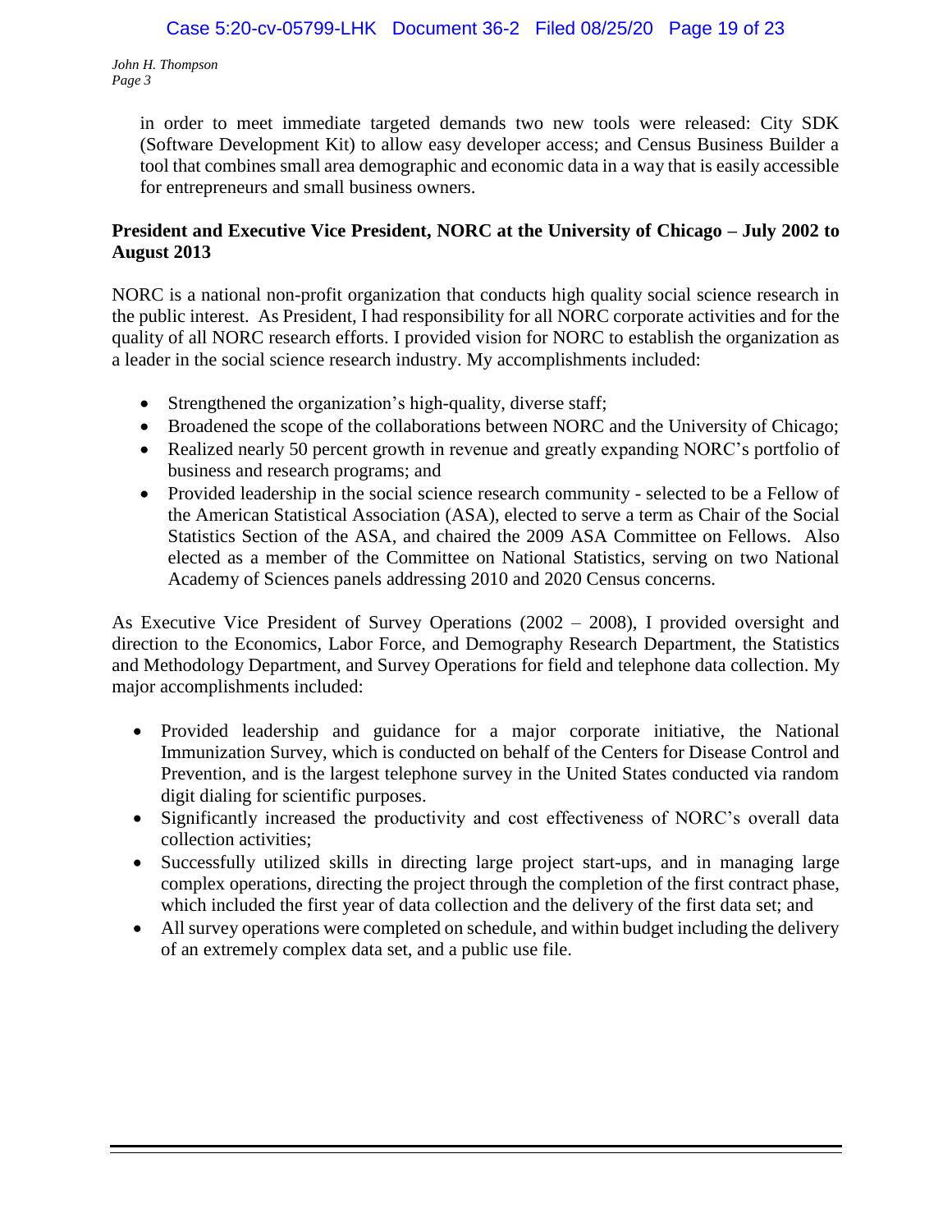in order to meet immediate targeted demands two new tools were released: City SDK (Software Development Kit) to allow easy developer access; and Census Business Builder a tool that combines small area demographic and economic data in a way that is easily accessible for entrepreneurs and small business owners.

**President and Executive Vice President, NORC at the University of Chicago – July 2002 to August 2013**

NORC is a national non-profit organization that conducts high quality social science research in the public interest. As President, I had responsibility for all NORC corporate activities and for the quality of all NORC research efforts. I provided vision for NORC to establish the organization as a leader in the social science research industry. My accomplishments included:

- Strengthened the organization's high-quality, diverse staff;
- Broadened the scope of the collaborations between NORC and the University of Chicago;
- Realized nearly 50 percent growth in revenue and greatly expanding NORC's portfolio of business and research programs; and
- Provided leadership in the social science research community - selected to be a Fellow of the American Statistical Association (ASA), elected to serve a term as Chair of the Social Statistics Section of the ASA, and chaired the 2009 ASA Committee on Fellows. Also elected as a member of the Committee on National Statistics, serving on two National Academy of Sciences panels addressing 2010 and 2020 Census concerns.

As Executive Vice President of Survey Operations (2002 – 2008), I provided oversight and direction to the Economics, Labor Force, and Demography Research Department, the Statistics and Methodology Department, and Survey Operations for field and telephone data collection. My major accomplishments included:

- Provided leadership and guidance for a major corporate initiative, the National Immunization Survey, which is conducted on behalf of the Centers for Disease Control and Prevention, and is the largest telephone survey in the United States conducted via random digit dialing for scientific purposes.
- Significantly increased the productivity and cost effectiveness of NORC's overall data collection activities;
- Successfully utilized skills in directing large project start-ups, and in managing large complex operations, directing the project through the completion of the first contract phase, which included the first year of data collection and the delivery of the first data set; and
- All survey operations were completed on schedule, and within budget including the delivery of an extremely complex data set, and a public use file.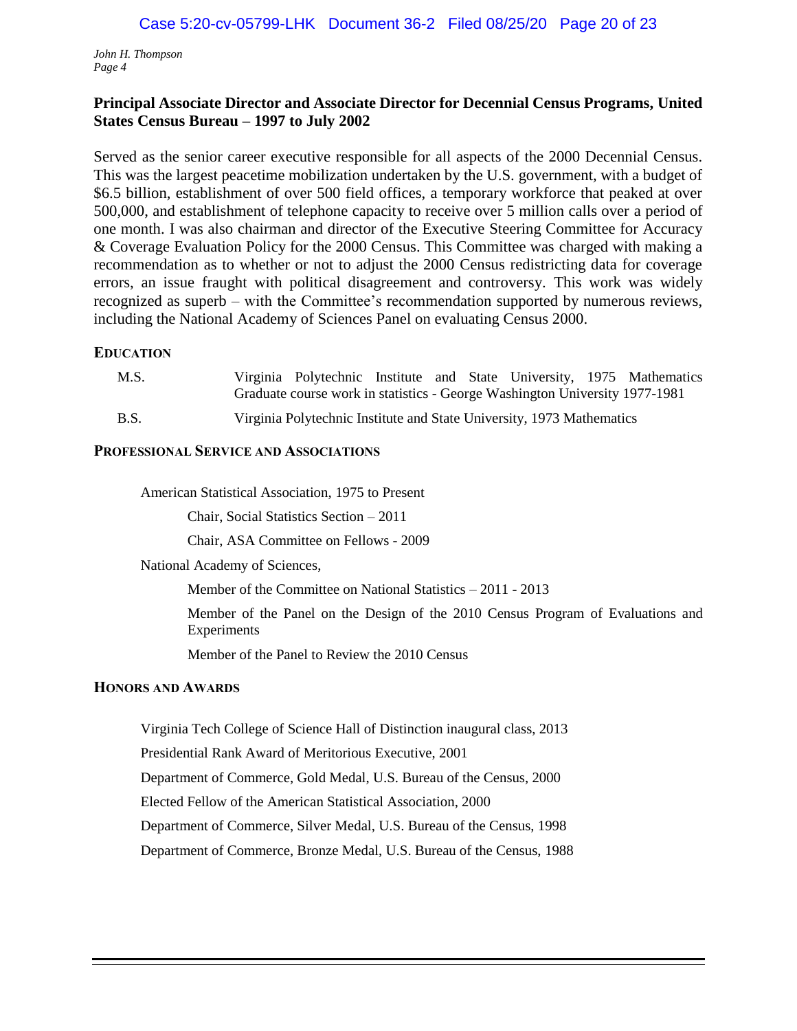**Principal Associate Director and Associate Director for Decennial Census Programs, United States Census Bureau – 1997 to July 2002**

Served as the senior career executive responsible for all aspects of the 2000 Decennial Census. This was the largest peacetime mobilization undertaken by the U.S. government, with a budget of $6.5 billion, establishment of over 500 field offices, a temporary workforce that peaked at over 500,000, and establishment of telephone capacity to receive over 5 million calls over a period of one month. I was also chairman and director of the Executive Steering Committee for Accuracy & Coverage Evaluation Policy for the 2000 Census. This Committee was charged with making a recommendation as to whether or not to adjust the 2000 Census redistricting data for coverage errors, an issue fraught with political disagreement and controversy. This work was widely recognized as superb – with the Committee's recommendation supported by numerous reviews, including the National Academy of Sciences Panel on evaluating Census 2000.

## EDUCATION

| | |
|---|---|
| M.S. | Virginia Polytechnic Institute and State University, 1975 Mathematics<br>Graduate course work in statistics - George Washington University 1977-1981 |
| B.S. | Virginia Polytechnic Institute and State University, 1973 Mathematics |

## PROFESSIONAL SERVICE AND ASSOCIATIONS

American Statistical Association, 1975 to Present

- Chair, Social Statistics Section – 2011
- Chair, ASA Committee on Fellows - 2009

National Academy of Sciences,

- Member of the Committee on National Statistics – 2011 - 2013
- Member of the Panel on the Design of the 2010 Census Program of Evaluations and Experiments
- Member of the Panel to Review the 2010 Census

## HONORS AND AWARDS

Virginia Tech College of Science Hall of Distinction inaugural class, 2013

Presidential Rank Award of Meritorious Executive, 2001

Department of Commerce, Gold Medal, U.S. Bureau of the Census, 2000

Elected Fellow of the American Statistical Association, 2000

Department of Commerce, Silver Medal, U.S. Bureau of the Census, 1998

Department of Commerce, Bronze Medal, U.S. Bureau of the Census, 1988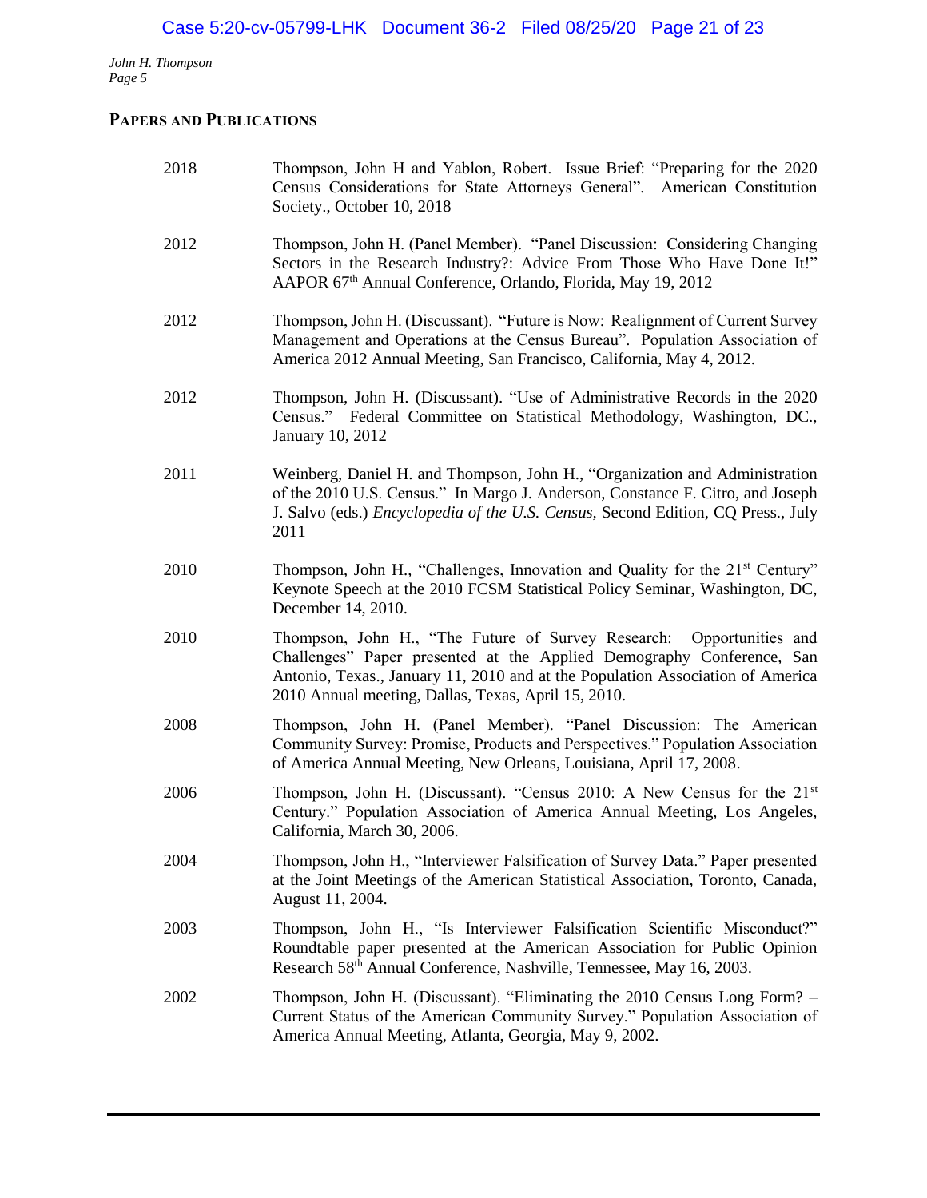## PAPERS AND PUBLICATIONS

| | |
|---|---|
| 2018 | Thompson, John H and Yablon, Robert. Issue Brief: "Preparing for the 2020 Census Considerations for State Attorneys General". American Constitution Society., October 10, 2018 |
| 2012 | Thompson, John H. (Panel Member). "Panel Discussion: Considering Changing Sectors in the Research Industry?: Advice From Those Who Have Done It!" AAPOR 67th Annual Conference, Orlando, Florida, May 19, 2012 |
| 2012 | Thompson, John H. (Discussant). "Future is Now: Realignment of Current Survey Management and Operations at the Census Bureau". Population Association of America 2012 Annual Meeting, San Francisco, California, May 4, 2012. |
| 2012 | Thompson, John H. (Discussant). "Use of Administrative Records in the 2020 Census." Federal Committee on Statistical Methodology, Washington, DC., January 10, 2012 |
| 2011 | Weinberg, Daniel H. and Thompson, John H., "Organization and Administration of the 2010 U.S. Census." In Margo J. Anderson, Constance F. Citro, and Joseph J. Salvo (eds.) *Encyclopedia of the U.S. Census,* Second Edition, CQ Press., July 2011 |
| 2010 | Thompson, John H., "Challenges, Innovation and Quality for the 21st Century" Keynote Speech at the 2010 FCSM Statistical Policy Seminar, Washington, DC, December 14, 2010. |
| 2010 | Thompson, John H., "The Future of Survey Research: Opportunities and Challenges" Paper presented at the Applied Demography Conference, San Antonio, Texas., January 11, 2010 and at the Population Association of America 2010 Annual meeting, Dallas, Texas, April 15, 2010. |
| 2008 | Thompson, John H. (Panel Member). "Panel Discussion: The American Community Survey: Promise, Products and Perspectives." Population Association of America Annual Meeting, New Orleans, Louisiana, April 17, 2008. |
| 2006 | Thompson, John H. (Discussant). "Census 2010: A New Census for the 21st Century." Population Association of America Annual Meeting, Los Angeles, California, March 30, 2006. |
| 2004 | Thompson, John H., "Interviewer Falsification of Survey Data." Paper presented at the Joint Meetings of the American Statistical Association, Toronto, Canada, August 11, 2004. |
| 2003 | Thompson, John H., "Is Interviewer Falsification Scientific Misconduct?" Roundtable paper presented at the American Association for Public Opinion Research 58th Annual Conference, Nashville, Tennessee, May 16, 2003. |
| 2002 | Thompson, John H. (Discussant). "Eliminating the 2010 Census Long Form? – Current Status of the American Community Survey." Population Association of America Annual Meeting, Atlanta, Georgia, May 9, 2002. |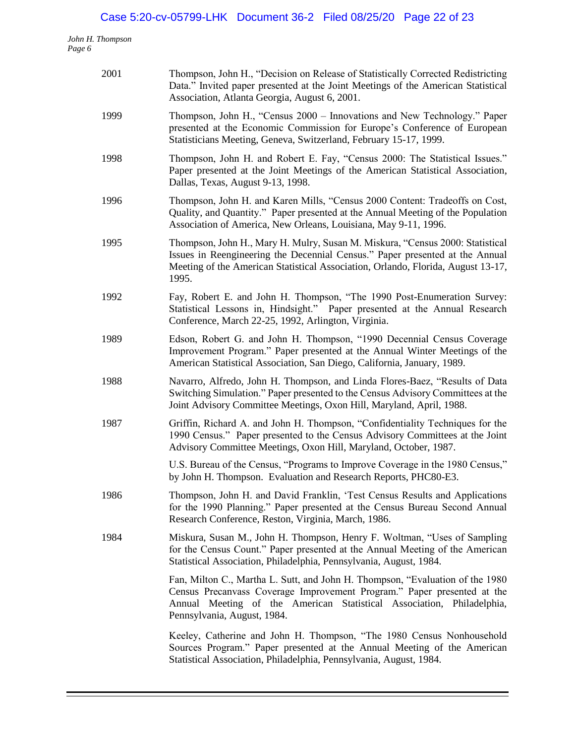| | |
|---|---|
| 2001 | Thompson, John H., "Decision on Release of Statistically Corrected Redistricting Data." Invited paper presented at the Joint Meetings of the American Statistical Association, Atlanta Georgia, August 6, 2001. |
| 1999 | Thompson, John H., "Census 2000 – Innovations and New Technology." Paper presented at the Economic Commission for Europe's Conference of European Statisticians Meeting, Geneva, Switzerland, February 15-17, 1999. |
| 1998 | Thompson, John H. and Robert E. Fay, "Census 2000: The Statistical Issues." Paper presented at the Joint Meetings of the American Statistical Association, Dallas, Texas, August 9-13, 1998. |
| 1996 | Thompson, John H. and Karen Mills, "Census 2000 Content: Tradeoffs on Cost, Quality, and Quantity." Paper presented at the Annual Meeting of the Population Association of America, New Orleans, Louisiana, May 9-11, 1996. |
| 1995 | Thompson, John H., Mary H. Mulry, Susan M. Miskura, "Census 2000: Statistical Issues in Reengineering the Decennial Census." Paper presented at the Annual Meeting of the American Statistical Association, Orlando, Florida, August 13-17, 1995. |
| 1992 | Fay, Robert E. and John H. Thompson, "The 1990 Post-Enumeration Survey: Statistical Lessons in, Hindsight." Paper presented at the Annual Research Conference, March 22-25, 1992, Arlington, Virginia. |
| 1989 | Edson, Robert G. and John H. Thompson, "1990 Decennial Census Coverage Improvement Program." Paper presented at the Annual Winter Meetings of the American Statistical Association, San Diego, California, January, 1989. |
| 1988 | Navarro, Alfredo, John H. Thompson, and Linda Flores-Baez, "Results of Data Switching Simulation." Paper presented to the Census Advisory Committees at the Joint Advisory Committee Meetings, Oxon Hill, Maryland, April, 1988. |
| 1987 | Griffin, Richard A. and John H. Thompson, "Confidentiality Techniques for the 1990 Census." Paper presented to the Census Advisory Committees at the Joint Advisory Committee Meetings, Oxon Hill, Maryland, October, 1987. |
| | U.S. Bureau of the Census, "Programs to Improve Coverage in the 1980 Census," by John H. Thompson. Evaluation and Research Reports, PHC80-E3. |
| 1986 | Thompson, John H. and David Franklin, 'Test Census Results and Applications for the 1990 Planning." Paper presented at the Census Bureau Second Annual Research Conference, Reston, Virginia, March, 1986. |
| 1984 | Miskura, Susan M., John H. Thompson, Henry F. Woltman, "Uses of Sampling for the Census Count." Paper presented at the Annual Meeting of the American Statistical Association, Philadelphia, Pennsylvania, August, 1984. |
| | Fan, Milton C., Martha L. Sutt, and John H. Thompson, "Evaluation of the 1980 Census Precanvass Coverage Improvement Program." Paper presented at the Annual Meeting of the American Statistical Association, Philadelphia, Pennsylvania, August, 1984. |
| | Keeley, Catherine and John H. Thompson, "The 1980 Census Nonhousehold Sources Program." Paper presented at the Annual Meeting of the American Statistical Association, Philadelphia, Pennsylvania, August, 1984. |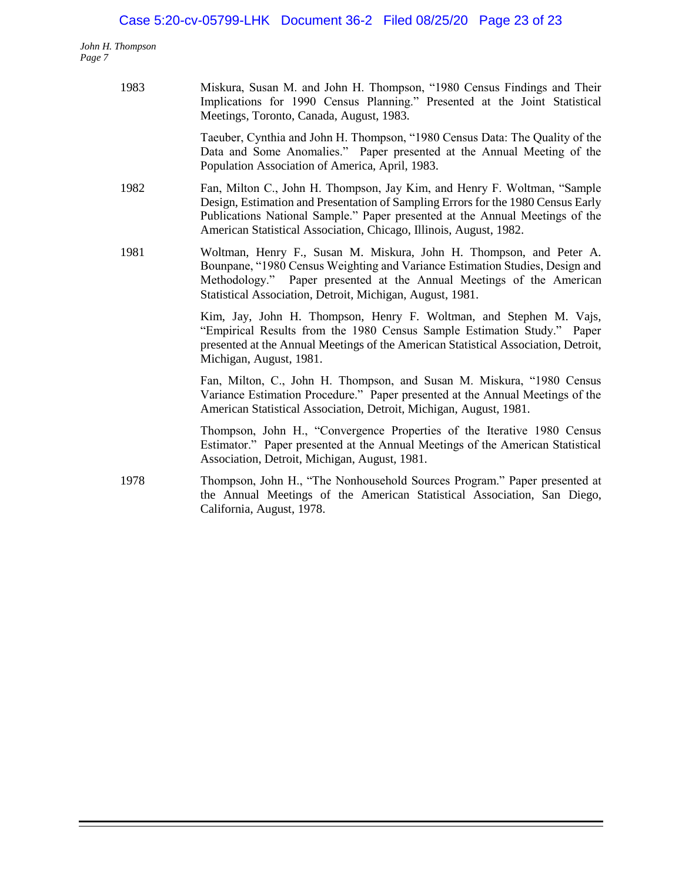| | |
|---|---|
| 1983 | Miskura, Susan M. and John H. Thompson, “1980 Census Findings and Their Implications for 1990 Census Planning.” Presented at the Joint Statistical Meetings, Toronto, Canada, August, 1983. |
| | Taeuber, Cynthia and John H. Thompson, “1980 Census Data: The Quality of the Data and Some Anomalies.” Paper presented at the Annual Meeting of the Population Association of America, April, 1983. |
| 1982 | Fan, Milton C., John H. Thompson, Jay Kim, and Henry F. Woltman, “Sample Design, Estimation and Presentation of Sampling Errors for the 1980 Census Early Publications National Sample.” Paper presented at the Annual Meetings of the American Statistical Association, Chicago, Illinois, August, 1982. |
| 1981 | Woltman, Henry F., Susan M. Miskura, John H. Thompson, and Peter A. Bounpane, “1980 Census Weighting and Variance Estimation Studies, Design and Methodology.” Paper presented at the Annual Meetings of the American Statistical Association, Detroit, Michigan, August, 1981. |
| | Kim, Jay, John H. Thompson, Henry F. Woltman, and Stephen M. Vajs, “Empirical Results from the 1980 Census Sample Estimation Study.” Paper presented at the Annual Meetings of the American Statistical Association, Detroit, Michigan, August, 1981. |
| | Fan, Milton, C., John H. Thompson, and Susan M. Miskura, “1980 Census Variance Estimation Procedure.” Paper presented at the Annual Meetings of the American Statistical Association, Detroit, Michigan, August, 1981. |
| | Thompson, John H., “Convergence Properties of the Iterative 1980 Census Estimator.” Paper presented at the Annual Meetings of the American Statistical Association, Detroit, Michigan, August, 1981. |
| 1978 | Thompson, John H., “The Nonhousehold Sources Program.” Paper presented at the Annual Meetings of the American Statistical Association, San Diego, California, August, 1978. |